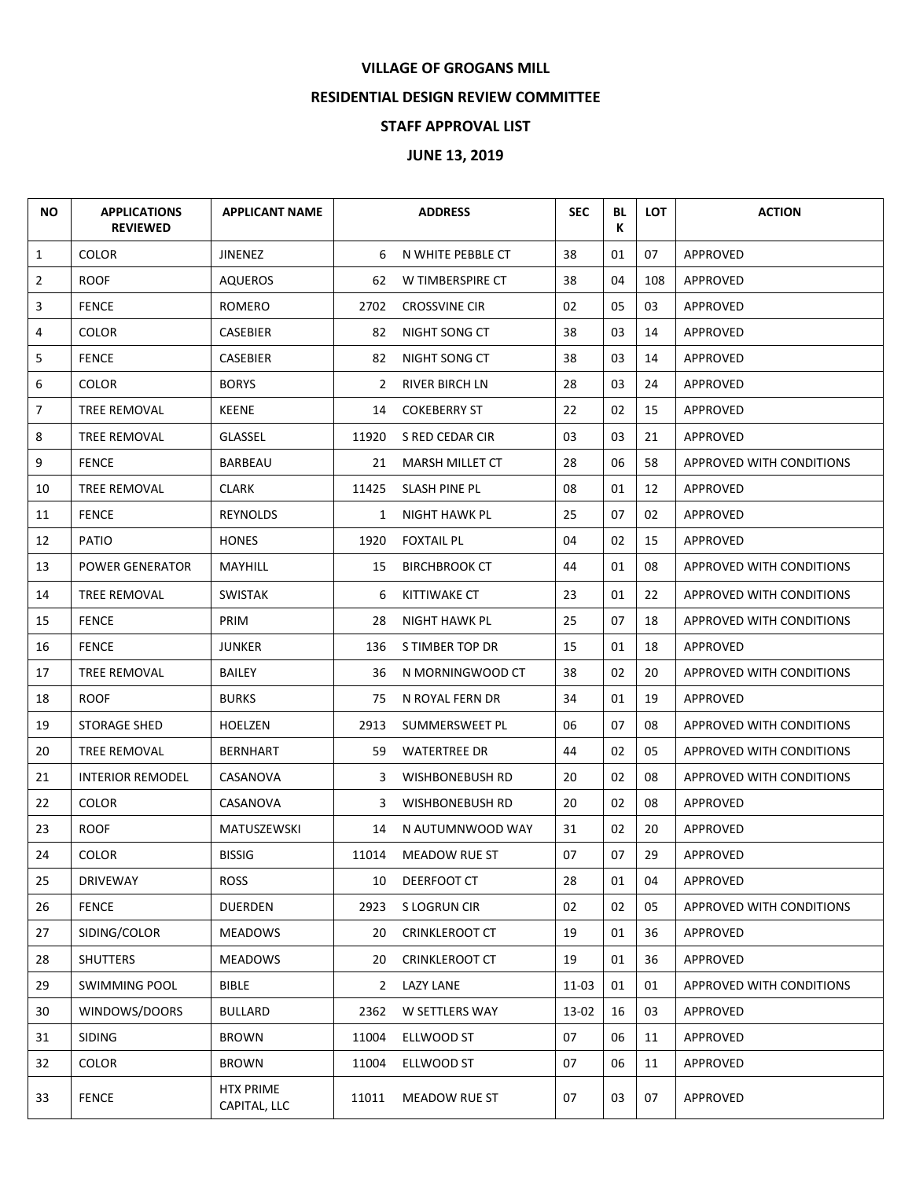# VILLAGE OF GROGANS MILL

## RESIDENTIAL DESIGN REVIEW COMMITTEE

## STAFF APPROVAL LIST

## JUNE 13, 2019

| NO | APPLICATIONS REVIEWED | APPLICANT NAME | ADDRESS | | SEC | BLK | LOT | ACTION |
|---|---|---|---|---|---|---|---|---|
| 1 | COLOR | JINENEZ | 6 | N WHITE PEBBLE CT | 38 | 01 | 07 | APPROVED |
| 2 | ROOF | AQUEROS | 62 | W TIMBERSPIRE CT | 38 | 04 | 108 | APPROVED |
| 3 | FENCE | ROMERO | 2702 | CROSSVINE CIR | 02 | 05 | 03 | APPROVED |
| 4 | COLOR | CASEBIER | 82 | NIGHT SONG CT | 38 | 03 | 14 | APPROVED |
| 5 | FENCE | CASEBIER | 82 | NIGHT SONG CT | 38 | 03 | 14 | APPROVED |
| 6 | COLOR | BORYS | 2 | RIVER BIRCH LN | 28 | 03 | 24 | APPROVED |
| 7 | TREE REMOVAL | KEENE | 14 | COKEBERRY ST | 22 | 02 | 15 | APPROVED |
| 8 | TREE REMOVAL | GLASSEL | 11920 | S RED CEDAR CIR | 03 | 03 | 21 | APPROVED |
| 9 | FENCE | BARBEAU | 21 | MARSH MILLET CT | 28 | 06 | 58 | APPROVED WITH CONDITIONS |
| 10 | TREE REMOVAL | CLARK | 11425 | SLASH PINE PL | 08 | 01 | 12 | APPROVED |
| 11 | FENCE | REYNOLDS | 1 | NIGHT HAWK PL | 25 | 07 | 02 | APPROVED |
| 12 | PATIO | HONES | 1920 | FOXTAIL PL | 04 | 02 | 15 | APPROVED |
| 13 | POWER GENERATOR | MAYHILL | 15 | BIRCHBROOK CT | 44 | 01 | 08 | APPROVED WITH CONDITIONS |
| 14 | TREE REMOVAL | SWISTAK | 6 | KITTIWAKE CT | 23 | 01 | 22 | APPROVED WITH CONDITIONS |
| 15 | FENCE | PRIM | 28 | NIGHT HAWK PL | 25 | 07 | 18 | APPROVED WITH CONDITIONS |
| 16 | FENCE | JUNKER | 136 | S TIMBER TOP DR | 15 | 01 | 18 | APPROVED |
| 17 | TREE REMOVAL | BAILEY | 36 | N MORNINGWOOD CT | 38 | 02 | 20 | APPROVED WITH CONDITIONS |
| 18 | ROOF | BURKS | 75 | N ROYAL FERN DR | 34 | 01 | 19 | APPROVED |
| 19 | STORAGE SHED | HOELZEN | 2913 | SUMMERSWEET PL | 06 | 07 | 08 | APPROVED WITH CONDITIONS |
| 20 | TREE REMOVAL | BERNHART | 59 | WATERTREE DR | 44 | 02 | 05 | APPROVED WITH CONDITIONS |
| 21 | INTERIOR REMODEL | CASANOVA | 3 | WISHBONEBUSH RD | 20 | 02 | 08 | APPROVED WITH CONDITIONS |
| 22 | COLOR | CASANOVA | 3 | WISHBONEBUSH RD | 20 | 02 | 08 | APPROVED |
| 23 | ROOF | MATUSZEWSKI | 14 | N AUTUMNWOOD WAY | 31 | 02 | 20 | APPROVED |
| 24 | COLOR | BISSIG | 11014 | MEADOW RUE ST | 07 | 07 | 29 | APPROVED |
| 25 | DRIVEWAY | ROSS | 10 | DEERFOOT CT | 28 | 01 | 04 | APPROVED |
| 26 | FENCE | DUERDEN | 2923 | S LOGRUN CIR | 02 | 02 | 05 | APPROVED WITH CONDITIONS |
| 27 | SIDING/COLOR | MEADOWS | 20 | CRINKLEROOT CT | 19 | 01 | 36 | APPROVED |
| 28 | SHUTTERS | MEADOWS | 20 | CRINKLEROOT CT | 19 | 01 | 36 | APPROVED |
| 29 | SWIMMING POOL | BIBLE | 2 | LAZY LANE | 11-03 | 01 | 01 | APPROVED WITH CONDITIONS |
| 30 | WINDOWS/DOORS | BULLARD | 2362 | W SETTLERS WAY | 13-02 | 16 | 03 | APPROVED |
| 31 | SIDING | BROWN | 11004 | ELLWOOD ST | 07 | 06 | 11 | APPROVED |
| 32 | COLOR | BROWN | 11004 | ELLWOOD ST | 07 | 06 | 11 | APPROVED |
| 33 | FENCE | HTX PRIME CAPITAL, LLC | 11011 | MEADOW RUE ST | 07 | 03 | 07 | APPROVED |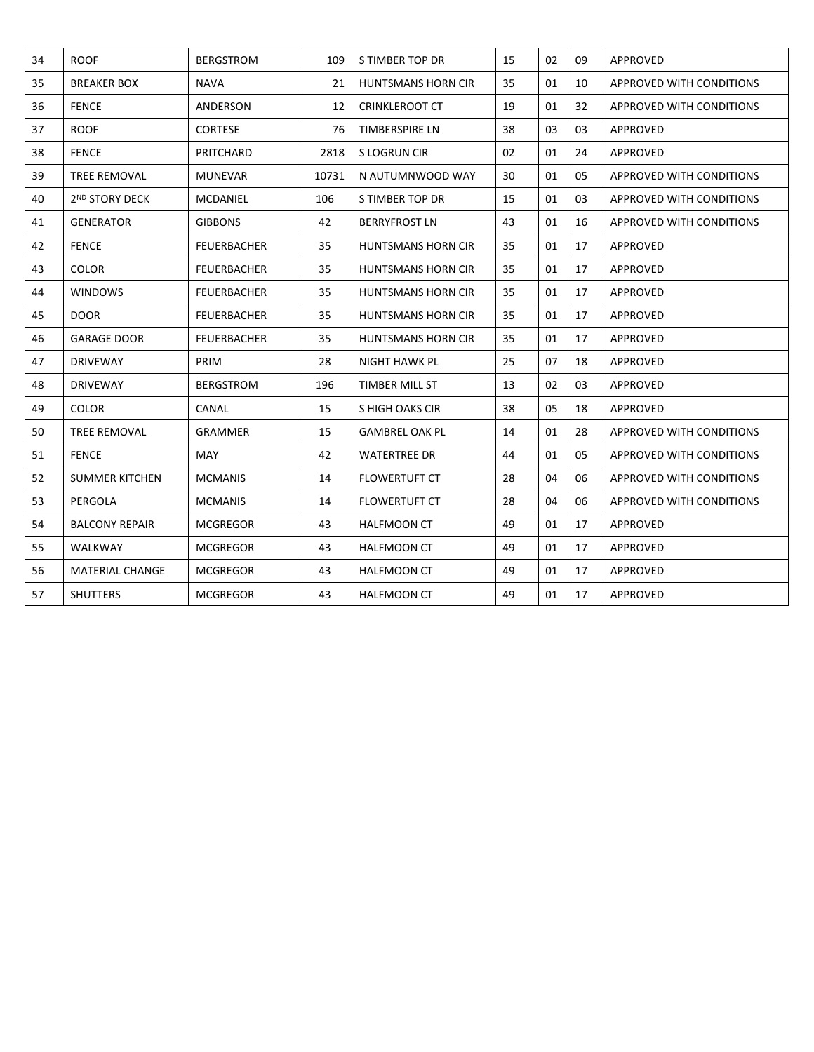| | | | | | | | | |
|---|---|---|---|---|---|---|---|---|
| 34 | ROOF | BERGSTROM | 109 | S TIMBER TOP DR | 15 | 02 | 09 | APPROVED |
| 35 | BREAKER BOX | NAVA | 21 | HUNTSMANS HORN CIR | 35 | 01 | 10 | APPROVED WITH CONDITIONS |
| 36 | FENCE | ANDERSON | 12 | CRINKLEROOT CT | 19 | 01 | 32 | APPROVED WITH CONDITIONS |
| 37 | ROOF | CORTESE | 76 | TIMBERSPIRE LN | 38 | 03 | 03 | APPROVED |
| 38 | FENCE | PRITCHARD | 2818 | S LOGRUN CIR | 02 | 01 | 24 | APPROVED |
| 39 | TREE REMOVAL | MUNEVAR | 10731 | N AUTUMNWOOD WAY | 30 | 01 | 05 | APPROVED WITH CONDITIONS |
| 40 | 2ND STORY DECK | MCDANIEL | 106 | S TIMBER TOP DR | 15 | 01 | 03 | APPROVED WITH CONDITIONS |
| 41 | GENERATOR | GIBBONS | 42 | BERRYFROST LN | 43 | 01 | 16 | APPROVED WITH CONDITIONS |
| 42 | FENCE | FEUERBACHER | 35 | HUNTSMANS HORN CIR | 35 | 01 | 17 | APPROVED |
| 43 | COLOR | FEUERBACHER | 35 | HUNTSMANS HORN CIR | 35 | 01 | 17 | APPROVED |
| 44 | WINDOWS | FEUERBACHER | 35 | HUNTSMANS HORN CIR | 35 | 01 | 17 | APPROVED |
| 45 | DOOR | FEUERBACHER | 35 | HUNTSMANS HORN CIR | 35 | 01 | 17 | APPROVED |
| 46 | GARAGE DOOR | FEUERBACHER | 35 | HUNTSMANS HORN CIR | 35 | 01 | 17 | APPROVED |
| 47 | DRIVEWAY | PRIM | 28 | NIGHT HAWK PL | 25 | 07 | 18 | APPROVED |
| 48 | DRIVEWAY | BERGSTROM | 196 | TIMBER MILL ST | 13 | 02 | 03 | APPROVED |
| 49 | COLOR | CANAL | 15 | S HIGH OAKS CIR | 38 | 05 | 18 | APPROVED |
| 50 | TREE REMOVAL | GRAMMER | 15 | GAMBREL OAK PL | 14 | 01 | 28 | APPROVED WITH CONDITIONS |
| 51 | FENCE | MAY | 42 | WATERTREE DR | 44 | 01 | 05 | APPROVED WITH CONDITIONS |
| 52 | SUMMER KITCHEN | MCMANIS | 14 | FLOWERTUFT CT | 28 | 04 | 06 | APPROVED WITH CONDITIONS |
| 53 | PERGOLA | MCMANIS | 14 | FLOWERTUFT CT | 28 | 04 | 06 | APPROVED WITH CONDITIONS |
| 54 | BALCONY REPAIR | MCGREGOR | 43 | HALFMOON CT | 49 | 01 | 17 | APPROVED |
| 55 | WALKWAY | MCGREGOR | 43 | HALFMOON CT | 49 | 01 | 17 | APPROVED |
| 56 | MATERIAL CHANGE | MCGREGOR | 43 | HALFMOON CT | 49 | 01 | 17 | APPROVED |
| 57 | SHUTTERS | MCGREGOR | 43 | HALFMOON CT | 49 | 01 | 17 | APPROVED |